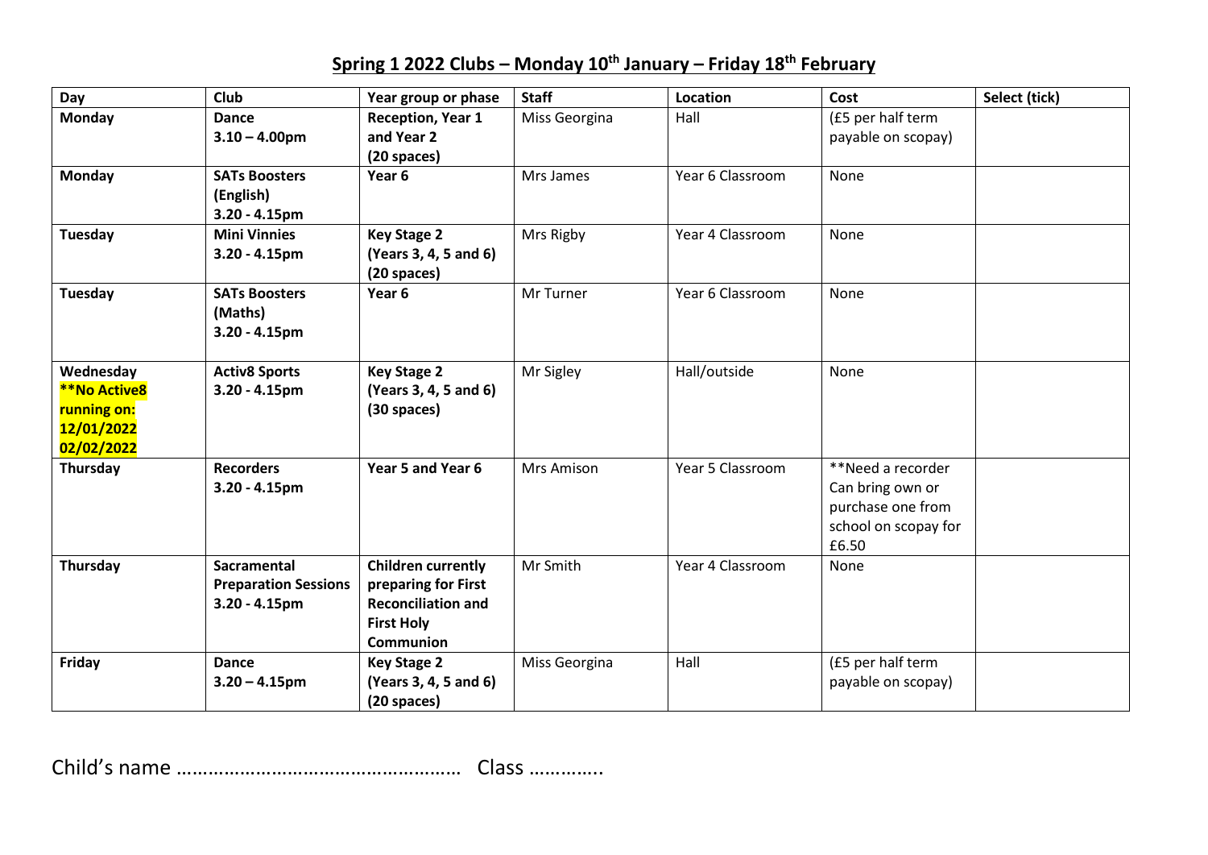## **Spring 1 2022 Clubs – Monday 10th January – Friday 18th February**

| **Day** | **Club** | **Year group or phase** | **Staff** | **Location** | **Cost** | **Select (tick)** |
|---|---|---|---|---|---|---|
| **Monday** | **Dance 3.10 – 4.00pm** | **Reception, Year 1 and Year 2 (20 spaces)** | Miss Georgina | Hall | (£5 per half term payable on scopay) | |
| **Monday** | **SATs Boosters (English) 3.20 - 4.15pm** | **Year 6** | Mrs James | Year 6 Classroom | None | |
| **Tuesday** | **Mini Vinnies 3.20 - 4.15pm** | **Key Stage 2 (Years 3, 4, 5 and 6) (20 spaces)** | Mrs Rigby | Year 4 Classroom | None | |
| **Tuesday** | **SATs Boosters (Maths) 3.20 - 4.15pm** | **Year 6** | Mr Turner | Year 6 Classroom | None | |
| **Wednesday** **\*\*No Active8 running on: 12/01/2022 02/02/2022** | **Activ8 Sports 3.20 - 4.15pm** | **Key Stage 2 (Years 3, 4, 5 and 6) (30 spaces)** | Mr Sigley | Hall/outside | None | |
| **Thursday** | **Recorders 3.20 - 4.15pm** | **Year 5 and Year 6** | Mrs Amison | Year 5 Classroom | **Need a recorder Can bring own or purchase one from school on scopay for £6.50 | |
| **Thursday** | **Sacramental Preparation Sessions 3.20 - 4.15pm** | **Children currently preparing for First Reconciliation and First Holy Communion** | Mr Smith | Year 4 Classroom | None | |
| **Friday** | **Dance 3.20 – 4.15pm** | **Key Stage 2 (Years 3, 4, 5 and 6) (20 spaces)** | Miss Georgina | Hall | (£5 per half term payable on scopay) | |

Child's name ……………………………………………… Class …………..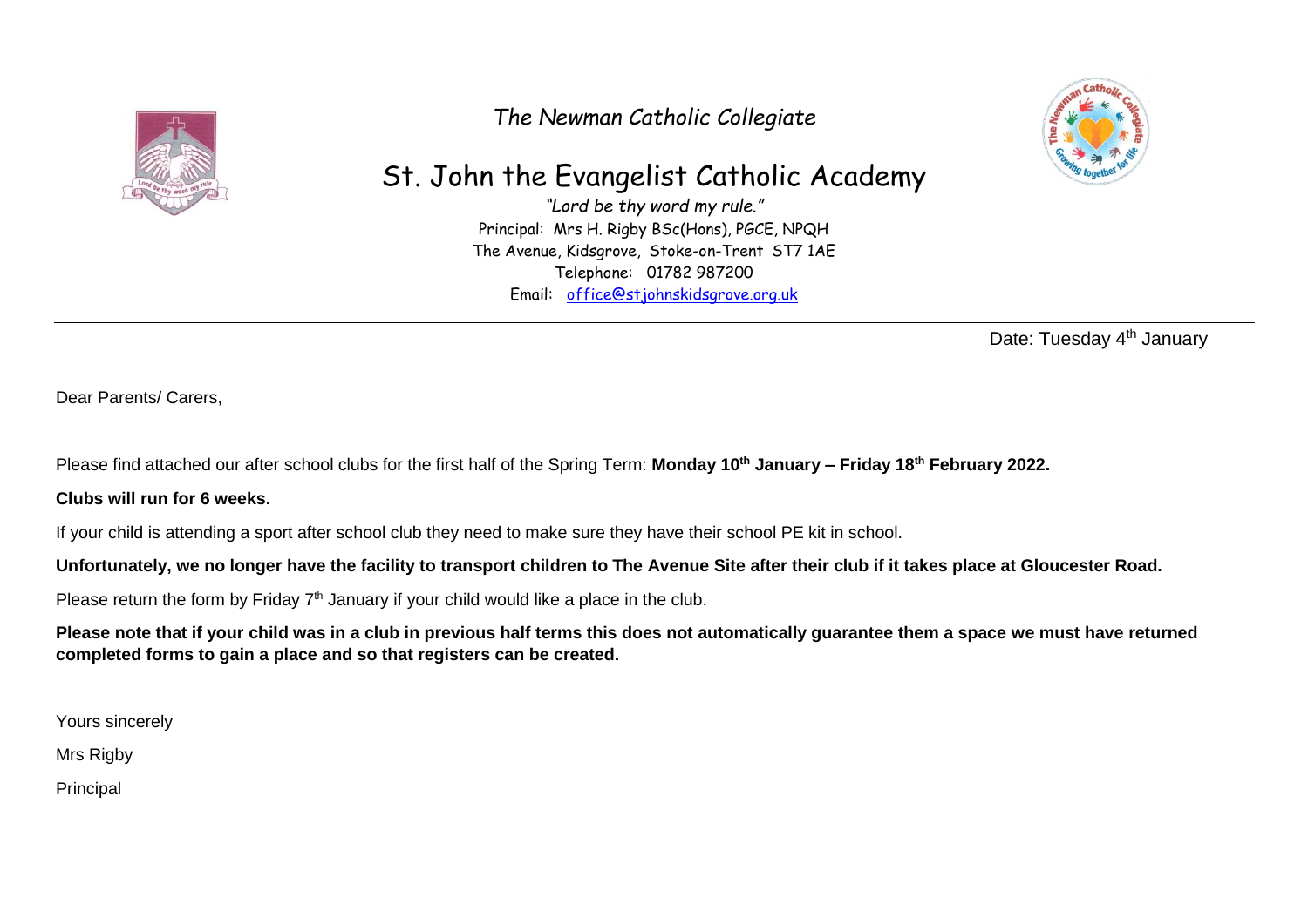*The Newman Catholic Collegiate*

# St. John the Evangelist Catholic Academy

*"Lord be thy word my rule."*
Principal: Mrs H. Rigby BSc(Hons), PGCE, NPQH
The Avenue, Kidsgrove, Stoke-on-Trent ST7 1AE
Telephone: 01782 987200
Email: office@stjohnskidsgrove.org.uk

Date: Tuesday 4th January

Dear Parents/ Carers,

Please find attached our after school clubs for the first half of the Spring Term: **Monday 10th January – Friday 18th February 2022.**

**Clubs will run for 6 weeks.**

If your child is attending a sport after school club they need to make sure they have their school PE kit in school.

**Unfortunately, we no longer have the facility to transport children to The Avenue Site after their club if it takes place at Gloucester Road.**

Please return the form by Friday 7th January if your child would like a place in the club.

**Please note that if your child was in a club in previous half terms this does not automatically guarantee them a space we must have returned completed forms to gain a place and so that registers can be created.**

Yours sincerely

Mrs Rigby

Principal